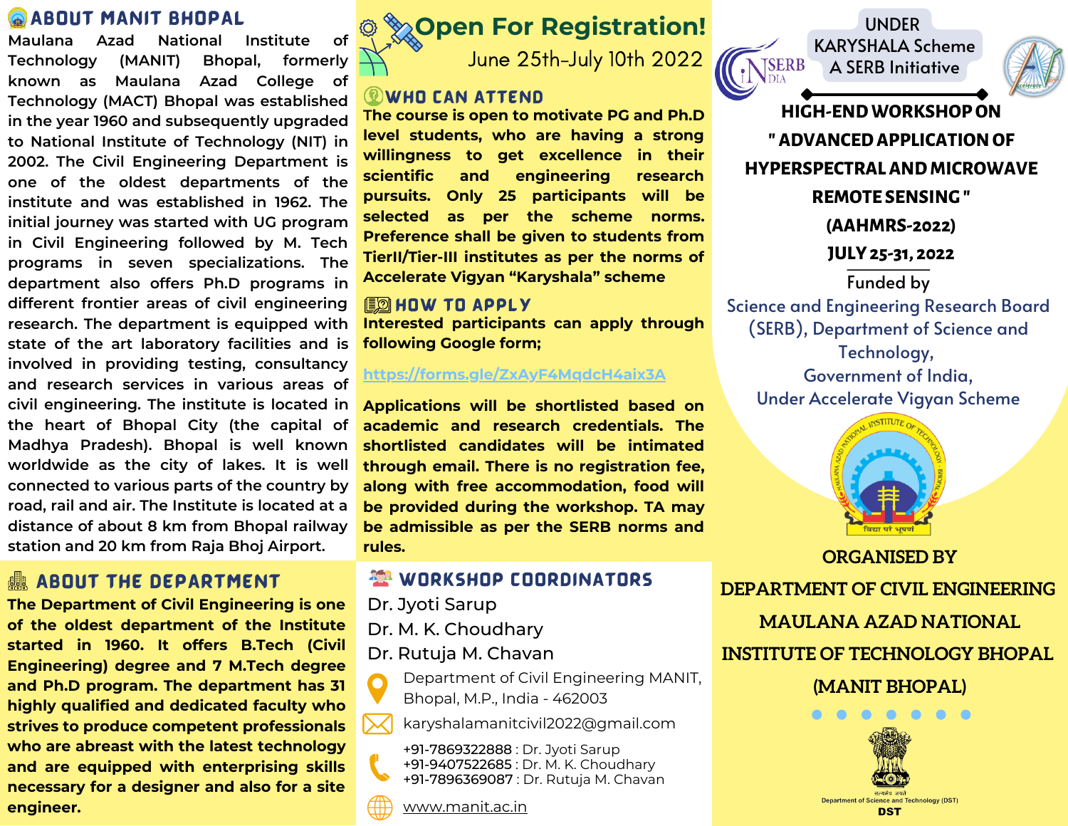## ABOUT MANIT BHOPAL

Maulana Azad National Institute of Technology (MANIT) Bhopal, formerly known as Maulana Azad College of Technology (MACT) Bhopal was established in the year 1960 and subsequently upgraded to National Institute of Technology (NIT) in 2002. The Civil Engineering Department is one of the oldest departments of the institute and was established in 1962. The initial journey was started with UG program in Civil Engineering followed by M. Tech programs in seven specializations. The department also offers Ph.D programs in different frontier areas of civil engineering research. The department is equipped with state of the art laboratory facilities and is involved in providing testing, consultancy and research services in various areas of civil engineering. The institute is located in the heart of Bhopal City (the capital of Madhya Pradesh). Bhopal is well known worldwide as the city of lakes. It is well connected to various parts of the country by road, rail and air. The Institute is located at a distance of about 8 km from Bhopal railway station and 20 km from Raja Bhoj Airport.

## ABOUT THE DEPARTMENT

**The Department of Civil Engineering is one of the oldest department of the Institute started in 1960. It offers B.Tech (Civil Engineering) degree and 7 M.Tech degree and Ph.D program. The department has 31 highly qualified and dedicated faculty who strives to produce competent professionals who are abreast with the latest technology and are equipped with enterprising skills necessary for a designer and also for a site engineer.**

## Open For Registration!

June 25th-July 10th 2022

## WHO CAN ATTEND

**The course is open to motivate PG and Ph.D level students, who are having a strong willingness to get excellence in their scientific and engineering research pursuits. Only 25 participants will be selected as per the scheme norms. Preference shall be given to students from TierII/Tier-III institutes as per the norms of Accelerate Vigyan "Karyshala" scheme**

## HOW TO APPLY

**Interested participants can apply through following Google form;**

https://forms.gle/ZxAyF4MqdcH4aix3A

**Applications will be shortlisted based on academic and research credentials. The shortlisted candidates will be intimated through email. There is no registration fee, along with free accommodation, food will be provided during the workshop. TA may be admissible as per the SERB norms and rules.**

## WORKSHOP COORDINATORS

Dr. Jyoti Sarup
Dr. M. K. Choudhary
Dr. Rutuja M. Chavan

Department of Civil Engineering MANIT, Bhopal, M.P., India - 462003

karyshalamanitcivil2022@gmail.com

+91-7869322888 : Dr. Jyoti Sarup
+91-9407522685 : Dr. M. K. Choudhary
+91-7896369087 : Dr. Rutuja M. Chavan

www.manit.ac.in

UNDER KARYSHALA Scheme
A SERB Initiative

## HIGH-END WORKSHOP ON " ADVANCED APPLICATION OF HYPERSPECTRAL AND MICROWAVE REMOTE SENSING " (AAHMRS-2022)

**JULY 25-31, 2022**

Funded by
Science and Engineering Research Board (SERB), Department of Science and Technology,
Government of India,
Under Accelerate Vigyan Scheme

**ORGANISED BY**
**DEPARTMENT OF CIVIL ENGINEERING**
**MAULANA AZAD NATIONAL INSTITUTE OF TECHNOLOGY BHOPAL (MANIT BHOPAL)**

Department of Science and Technology (DST)
DST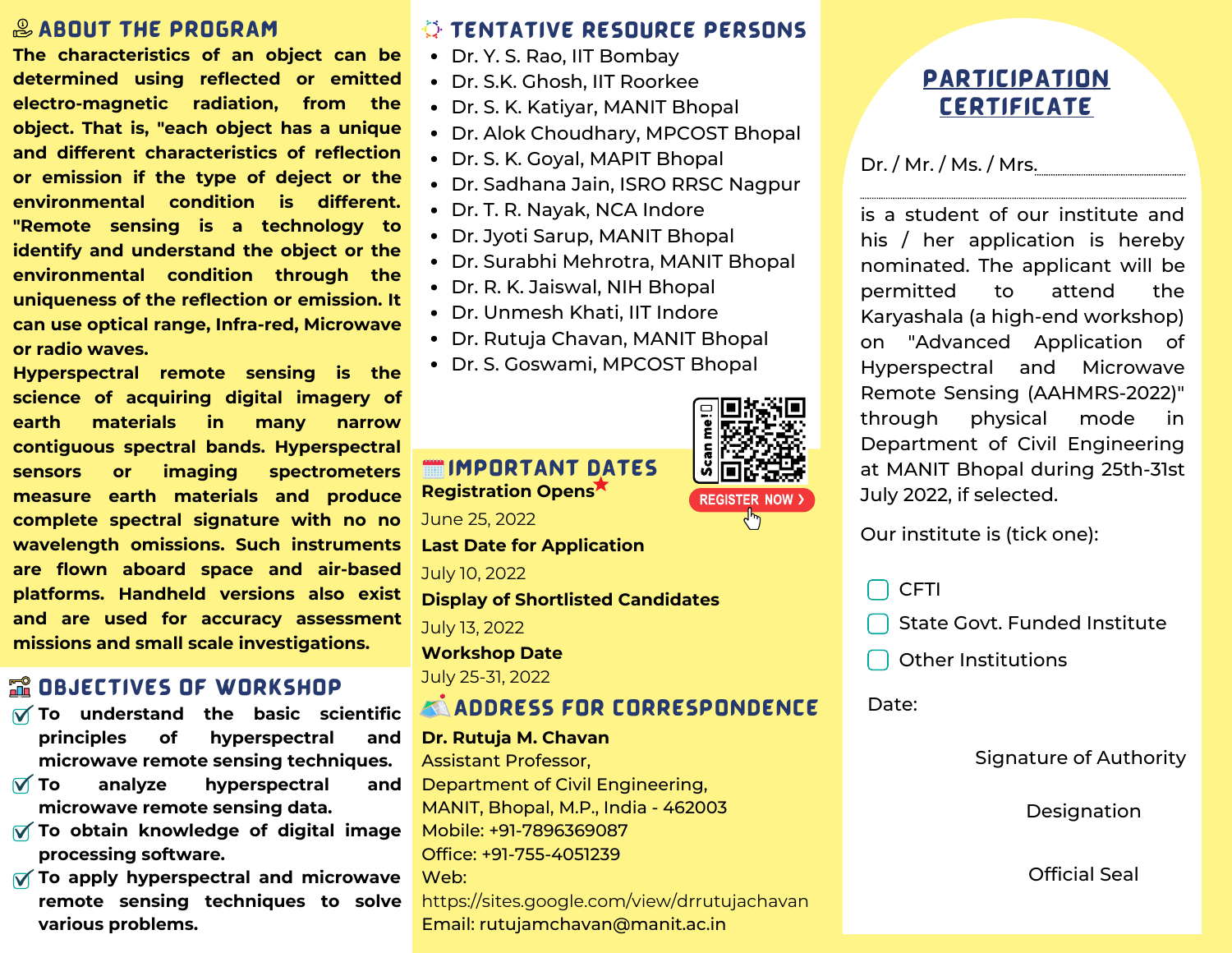## ABOUT THE PROGRAM

**The characteristics of an object can be determined using reflected or emitted electro-magnetic radiation, from the object. That is, "each object has a unique and different characteristics of reflection or emission if the type of deject or the environmental condition is different. "Remote sensing is a technology to identify and understand the object or the environmental condition through the uniqueness of the reflection or emission. It can use optical range, Infra-red, Microwave or radio waves.**

**Hyperspectral remote sensing is the science of acquiring digital imagery of earth materials in many narrow contiguous spectral bands. Hyperspectral sensors or imaging spectrometers measure earth materials and produce complete spectral signature with no no wavelength omissions. Such instruments are flown aboard space and air-based platforms. Handheld versions also exist and are used for accuracy assessment missions and small scale investigations.**

## OBJECTIVES OF WORKSHOP

- **To understand the basic scientific principles of hyperspectral and microwave remote sensing techniques.**
- **To analyze hyperspectral and microwave remote sensing data.**
- **To obtain knowledge of digital image processing software.**
- **To apply hyperspectral and microwave remote sensing techniques to solve various problems.**

## TENTATIVE RESOURCE PERSONS

- Dr. Y. S. Rao, IIT Bombay
- Dr. S.K. Ghosh, IIT Roorkee
- Dr. S. K. Katiyar, MANIT Bhopal
- Dr. Alok Choudhary, MPCOST Bhopal
- Dr. S. K. Goyal, MAPIT Bhopal
- Dr. Sadhana Jain, ISRO RRSC Nagpur
- Dr. T. R. Nayak, NCA Indore
- Dr. Jyoti Sarup, MANIT Bhopal
- Dr. Surabhi Mehrotra, MANIT Bhopal
- Dr. R. K. Jaiswal, NIH Bhopal
- Dr. Unmesh Khati, IIT Indore
- Dr. Rutuja Chavan, MANIT Bhopal
- Dr. S. Goswami, MPCOST Bhopal

Scan me!

REGISTER NOW

## IMPORTANT DATES

**Registration Opens**
June 25, 2022

**Last Date for Application**
July 10, 2022

**Display of Shortlisted Candidates**
July 13, 2022

**Workshop Date**
July 25-31, 2022

## ADDRESS FOR CORRESPONDENCE

**Dr. Rutuja M. Chavan**
Assistant Professor,
Department of Civil Engineering,
MANIT, Bhopal, M.P., India - 462003
Mobile: +91-7896369087
Office: +91-755-4051239
Web:
https://sites.google.com/view/drrutujachavan
Email: rutujamchavan@manit.ac.in

## PARTICIPATION CERTIFICATE

Dr. / Mr. / Ms. / Mrs. ..............................................

..............................................................................

is a student of our institute and his / her application is hereby nominated. The applicant will be permitted to attend the Karyashala (a high-end workshop) on "Advanced Application of Hyperspectral and Microwave Remote Sensing (AAHMRS-2022)" through physical mode in Department of Civil Engineering at MANIT Bhopal during 25th-31st July 2022, if selected.

Our institute is (tick one):

- ☐ CFTI
- ☐ State Govt. Funded Institute
- ☐ Other Institutions

Date:

Signature of Authority

Designation

Official Seal